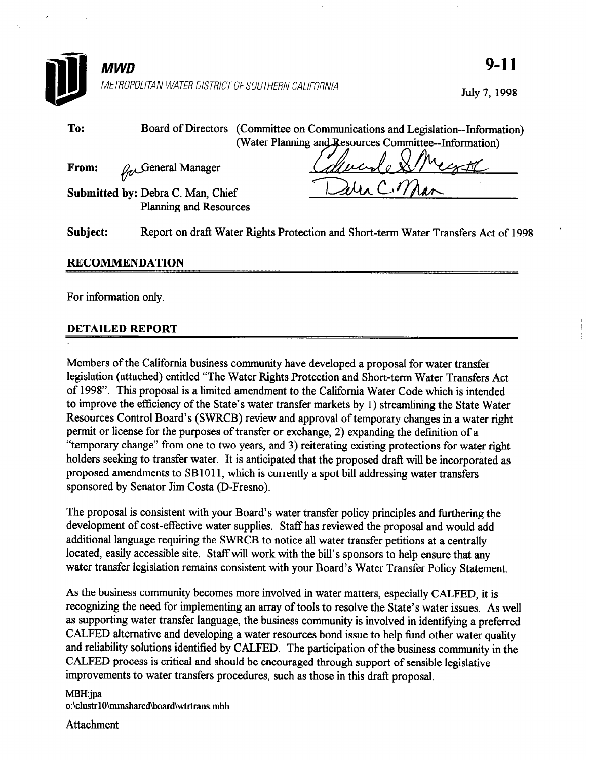**MWD**

METROPOLITAN WATER DISTRICT OF SOUTHERN CALIFORNIA

**9-11**

July 7, 1998

**To:** Board of Directors (Committee on Communications and Legislation--Information)
(Water Planning and Resources Committee--Information)

**From:** for General Manager

**Submitted by:** Debra C. Man, Chief
Planning and Resources

**Subject:** Report on draft Water Rights Protection and Short-term Water Transfers Act of 1998

## RECOMMENDATION

For information only.

## DETAILED REPORT

Members of the California business community have developed a proposal for water transfer legislation (attached) entitled "The Water Rights Protection and Short-term Water Transfers Act of 1998". This proposal is a limited amendment to the California Water Code which is intended to improve the efficiency of the State's water transfer markets by 1) streamlining the State Water Resources Control Board's (SWRCB) review and approval of temporary changes in a water right permit or license for the purposes of transfer or exchange, 2) expanding the definition of a "temporary change" from one to two years, and 3) reiterating existing protections for water right holders seeking to transfer water. It is anticipated that the proposed draft will be incorporated as proposed amendments to SB1011, which is currently a spot bill addressing water transfers sponsored by Senator Jim Costa (D-Fresno).

The proposal is consistent with your Board's water transfer policy principles and furthering the development of cost-effective water supplies. Staff has reviewed the proposal and would add additional language requiring the SWRCB to notice all water transfer petitions at a centrally located, easily accessible site. Staff will work with the bill's sponsors to help ensure that any water transfer legislation remains consistent with your Board's Water Transfer Policy Statement.

As the business community becomes more involved in water matters, especially CALFED, it is recognizing the need for implementing an array of tools to resolve the State's water issues. As well as supporting water transfer language, the business community is involved in identifying a preferred CALFED alternative and developing a water resources bond issue to help fund other water quality and reliability solutions identified by CALFED. The participation of the business community in the CALFED process is critical and should be encouraged through support of sensible legislative improvements to water transfers procedures, such as those in this draft proposal.

MBH:jpa
o:\clustr10\mmshared\board\wtrtrans.mbh

Attachment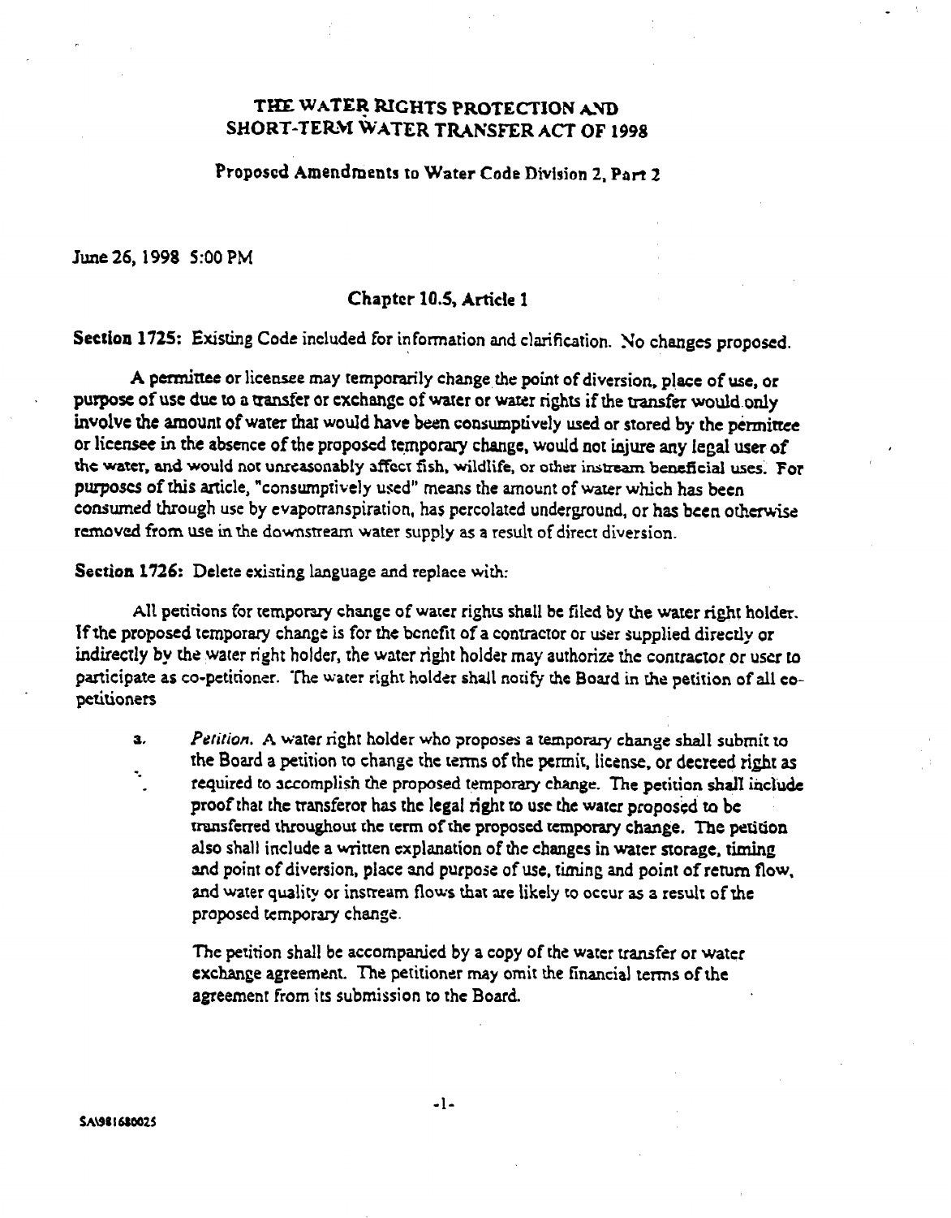# THE WATER RIGHTS PROTECTION AND SHORT-TERM WATER TRANSFER ACT OF 1998

## Proposed Amendments to Water Code Division 2, Part 2

June 26, 1998 5:00 PM

### Chapter 10.5, Article 1

**Section 1725:** Existing Code included for information and clarification. No changes proposed.

A permittee or licensee may temporarily change the point of diversion, place of use, or purpose of use due to a transfer or exchange of water or water rights if the transfer would only involve the amount of water that would have been consumptively used or stored by the permittee or licensee in the absence of the proposed temporary change, would not injure any legal user of the water, and would not unreasonably affect fish, wildlife, or other instream beneficial uses. For purposes of this article, "consumptively used" means the amount of water which has been consumed through use by evapotranspiration, has percolated underground, or has been otherwise removed from use in the downstream water supply as a result of direct diversion.

**Section 1726:** Delete existing language and replace with:

All petitions for temporary change of water rights shall be filed by the water right holder. If the proposed temporary change is for the benefit of a contractor or user supplied directly or indirectly by the water right holder, the water right holder may authorize the contractor or user to participate as co-petitioner. The water right holder shall notify the Board in the petition of all co-petitioners

a. *Petition.* A water right holder who proposes a temporary change shall submit to the Board a petition to change the terms of the permit, license, or decreed right as required to accomplish the proposed temporary change. The petition shall include proof that the transferor has the legal right to use the water proposed to be transferred throughout the term of the proposed temporary change. The petition also shall include a written explanation of the changes in water storage, timing and point of diversion, place and purpose of use, timing and point of return flow, and water quality or instream flows that are likely to occur as a result of the proposed temporary change.

   The petition shall be accompanied by a copy of the water transfer or water exchange agreement. The petitioner may omit the financial terms of the agreement from its submission to the Board.

SA\981680025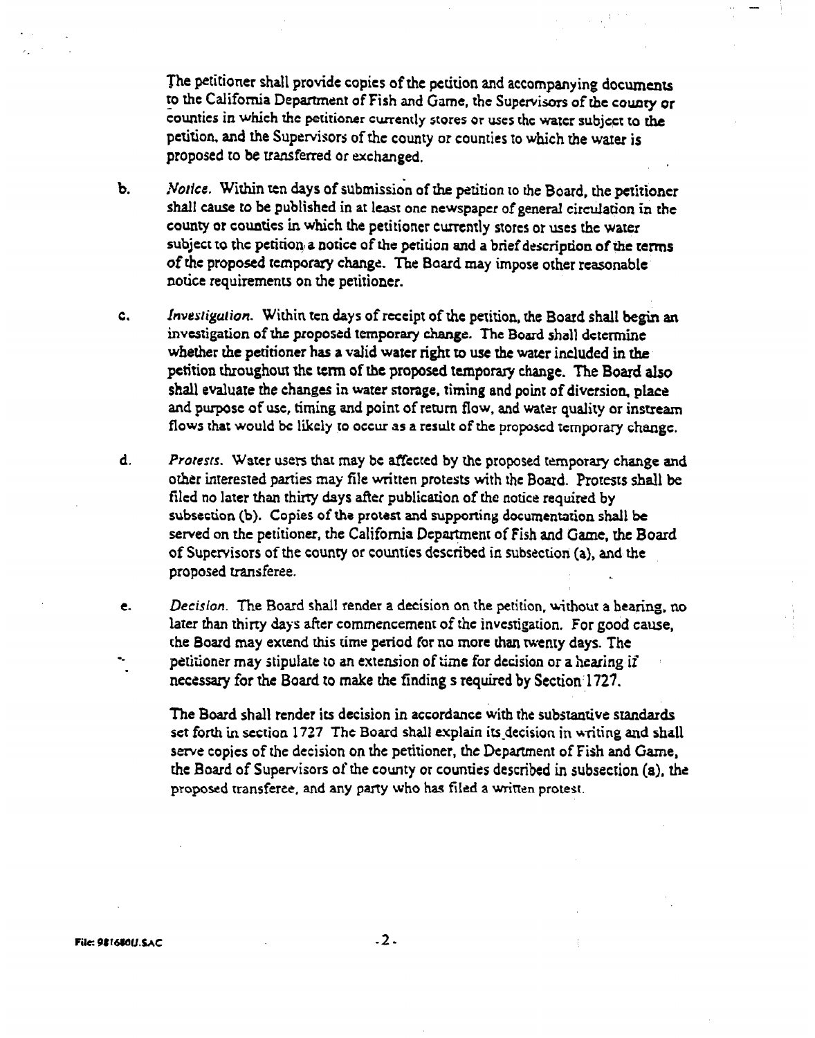The petitioner shall provide copies of the petition and accompanying documents to the California Department of Fish and Game, the Supervisors of the county or counties in which the petitioner currently stores or uses the water subject to the petition, and the Supervisors of the county or counties to which the water is proposed to be transferred or exchanged.

b. *Notice.* Within ten days of submission of the petition to the Board, the petitioner shall cause to be published in at least one newspaper of general circulation in the county or counties in which the petitioner currently stores or uses the water subject to the petition a notice of the petition and a brief description of the terms of the proposed temporary change. The Board may impose other reasonable notice requirements on the petitioner.

c. *Investigation.* Within ten days of receipt of the petition, the Board shall begin an investigation of the proposed temporary change. The Board shall determine whether the petitioner has a valid water right to use the water included in the petition throughout the term of the proposed temporary change. The Board also shall evaluate the changes in water storage, timing and point of diversion, place and purpose of use, timing and point of return flow, and water quality or instream flows that would be likely to occur as a result of the proposed temporary change.

d. *Protests.* Water users that may be affected by the proposed temporary change and other interested parties may file written protests with the Board. Protests shall be filed no later than thirty days after publication of the notice required by subsection (b). Copies of the protest and supporting documentation shall be served on the petitioner, the California Department of Fish and Game, the Board of Supervisors of the county or counties described in subsection (a), and the proposed transferee.

e. *Decision.* The Board shall render a decision on the petition, without a hearing, no later than thirty days after commencement of the investigation. For good cause, the Board may extend this time period for no more than twenty days. The petitioner may stipulate to an extension of time for decision or a hearing if necessary for the Board to make the finding s required by Section 1727.

The Board shall render its decision in accordance with the substantive standards set forth in section 1727 The Board shall explain its decision in writing and shall serve copies of the decision on the petitioner, the Department of Fish and Game, the Board of Supervisors of the county or counties described in subsection (a), the proposed transferee, and any party who has filed a written protest.

File: 981680U.SAC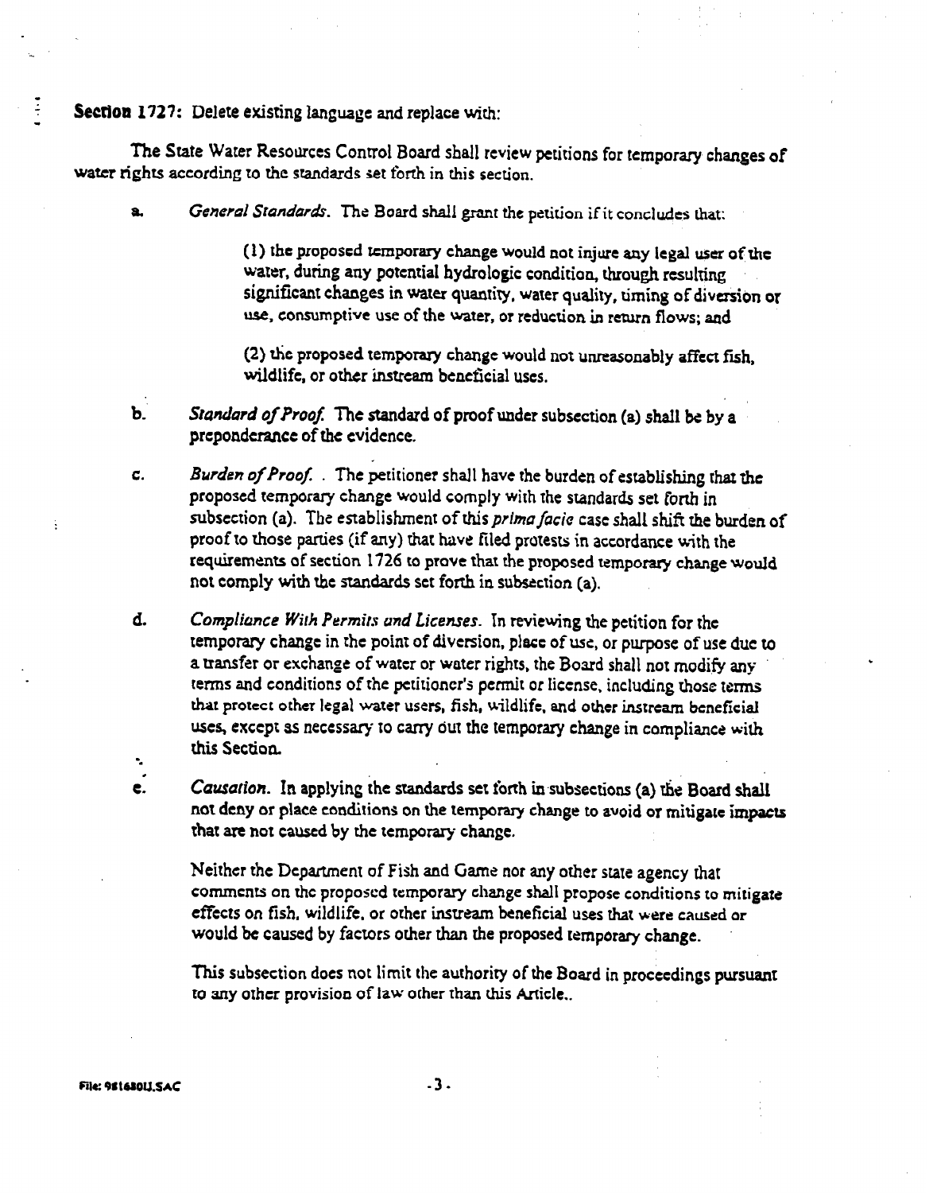**Section 1727:** Delete existing language and replace with:

The State Water Resources Control Board shall review petitions for temporary changes of water rights according to the standards set forth in this section.

a. *General Standards*. The Board shall grant the petition if it concludes that:

> (1) the proposed temporary change would not injure any legal user of the water, during any potential hydrologic condition, through resulting significant changes in water quantity, water quality, timing of diversion or use, consumptive use of the water, or reduction in return flows; and
>
> (2) the proposed temporary change would not unreasonably affect fish, wildlife, or other instream beneficial uses.

b. *Standard of Proof*. The standard of proof under subsection (a) shall be by a preponderance of the evidence.

c. *Burden of Proof*. . The petitioner shall have the burden of establishing that the proposed temporary change would comply with the standards set forth in subsection (a). The establishment of this *prima facie* case shall shift the burden of proof to those parties (if any) that have filed protests in accordance with the requirements of section 1726 to prove that the proposed temporary change would not comply with the standards set forth in subsection (a).

d. *Compliance With Permits and Licenses*. In reviewing the petition for the temporary change in the point of diversion, place of use, or purpose of use due to a transfer or exchange of water or water rights, the Board shall not modify any terms and conditions of the petitioner's permit or license, including those terms that protect other legal water users, fish, wildlife, and other instream beneficial uses, except as necessary to carry out the temporary change in compliance with this Section.

e. *Causation*. In applying the standards set forth in subsections (a) the Board shall not deny or place conditions on the temporary change to avoid or mitigate impacts that are not caused by the temporary change.

Neither the Department of Fish and Game nor any other state agency that comments on the proposed temporary change shall propose conditions to mitigate effects on fish, wildlife, or other instream beneficial uses that were caused or would be caused by factors other than the proposed temporary change.

This subsection does not limit the authority of the Board in proceedings pursuant to any other provision of law other than this Article..

File: 981680U.SAC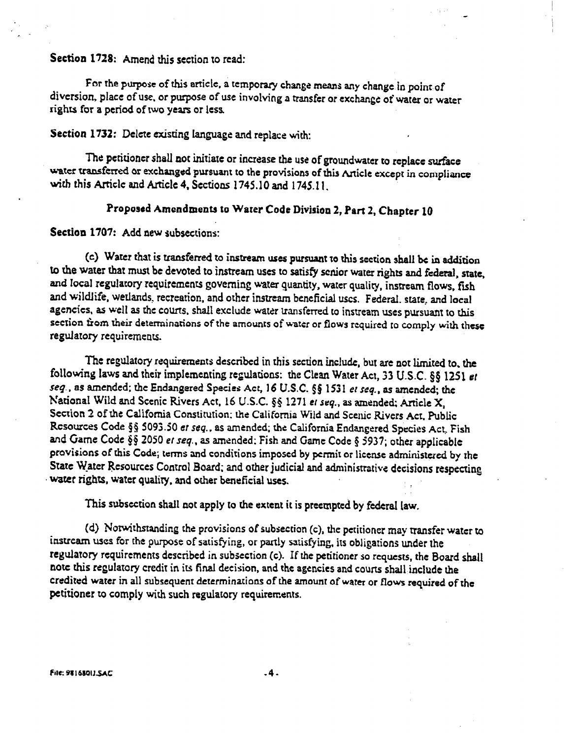**Section 1728:** Amend this section to read:

For the purpose of this article, a temporary change means any change in point of diversion, place of use, or purpose of use involving a transfer or exchange of water or water rights for a period of two years or less.

**Section 1732:** Delete existing language and replace with:

The petitioner shall not initiate or increase the use of groundwater to replace surface water transferred or exchanged pursuant to the provisions of this Article except in compliance with this Article and Article 4, Sections 1745.10 and 1745.11.

## Proposed Amendments to Water Code Division 2, Part 2, Chapter 10

**Section 1707:** Add new subsections:

(c) Water that is transferred to instream uses pursuant to this section shall be in addition to the water that must be devoted to instream uses to satisfy senior water rights and federal, state, and local regulatory requirements governing water quantity, water quality, instream flows, fish and wildlife, wetlands, recreation, and other instream beneficial uses. Federal, state, and local agencies, as well as the courts, shall exclude water transferred to instream uses pursuant to this section from their determinations of the amounts of water or flows required to comply with these regulatory requirements.

The regulatory requirements described in this section include, but are not limited to, the following laws and their implementing regulations: the Clean Water Act, 33 U.S.C. §§ 1251 *et seq.*, as amended; the Endangered Species Act, 16 U.S.C. §§ 1531 *et seq.*, as amended; the National Wild and Scenic Rivers Act, 16 U.S.C. §§ 1271 *et seq.*, as amended; Article X, Section 2 of the California Constitution; the California Wild and Scenic Rivers Act, Public Resources Code §§ 5093.50 *et seq.*, as amended; the California Endangered Species Act, Fish and Game Code §§ 2050 *et seq.*, as amended; Fish and Game Code § 5937; other applicable provisions of this Code; terms and conditions imposed by permit or license administered by the State Water Resources Control Board; and other judicial and administrative decisions respecting water rights, water quality, and other beneficial uses.

This subsection shall not apply to the extent it is preempted by federal law.

(d) Notwithstanding the provisions of subsection (c), the petitioner may transfer water to instream uses for the purpose of satisfying, or partly satisfying, its obligations under the regulatory requirements described in subsection (c). If the petitioner so requests, the Board shall note this regulatory credit in its final decision, and the agencies and courts shall include the credited water in all subsequent determinations of the amount of water or flows required of the petitioner to comply with such regulatory requirements.

File: 9816801J.SAC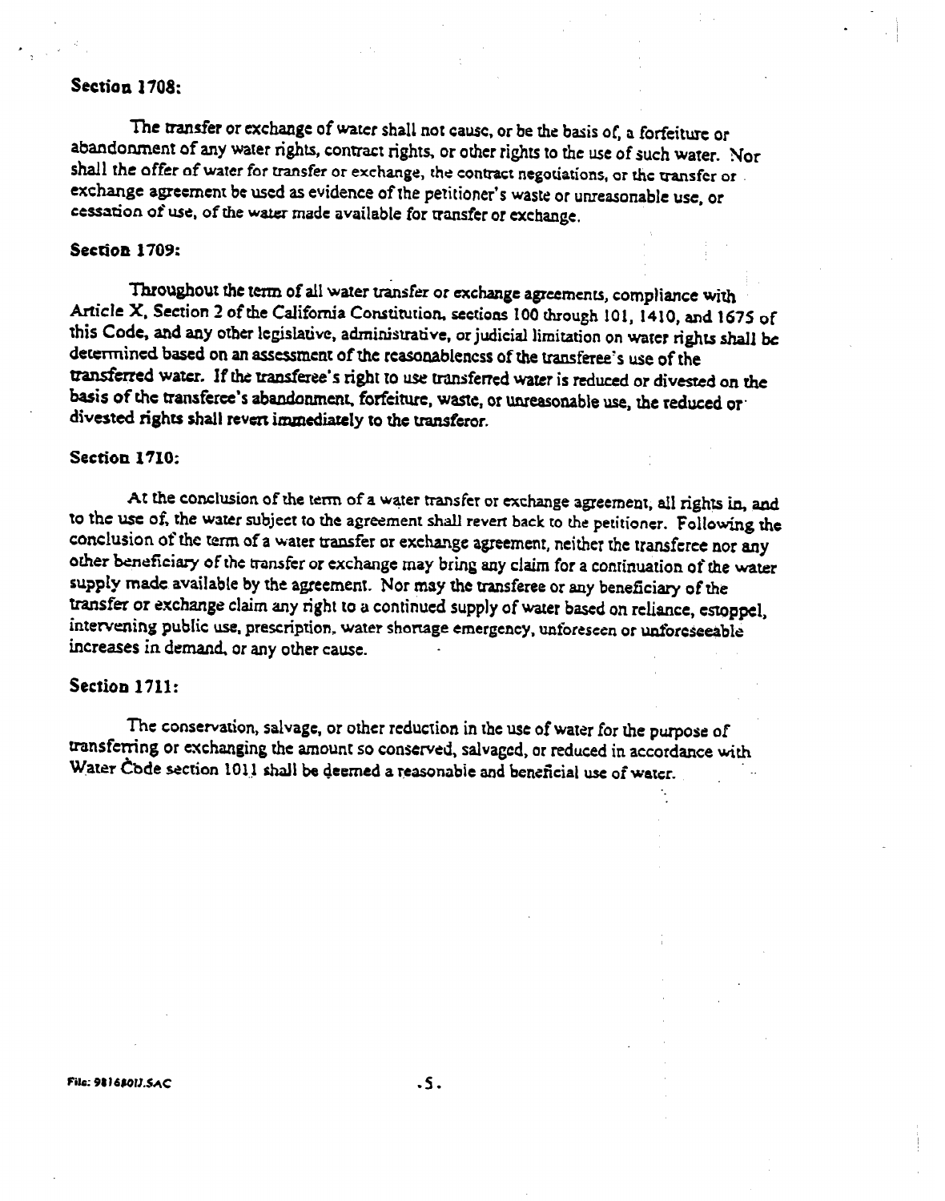**Section 1708:**

The transfer or exchange of water shall not cause, or be the basis of, a forfeiture or abandonment of any water rights, contract rights, or other rights to the use of such water. Nor shall the offer of water for transfer or exchange, the contract negotiations, or the transfer or exchange agreement be used as evidence of the petitioner's waste or unreasonable use, or cessation of use, of the water made available for transfer or exchange.

**Section 1709:**

Throughout the term of all water transfer or exchange agreements, compliance with Article X, Section 2 of the California Constitution, sections 100 through 101, 1410, and 1675 of this Code, and any other legislative, administrative, or judicial limitation on water rights shall be determined based on an assessment of the reasonableness of the transferee's use of the transferred water. If the transferee's right to use transferred water is reduced or divested on the basis of the transferee's abandonment, forfeiture, waste, or unreasonable use, the reduced or divested rights shall revert immediately to the transferor.

**Section 1710:**

At the conclusion of the term of a water transfer or exchange agreement, all rights in, and to the use of, the water subject to the agreement shall revert back to the petitioner. Following the conclusion of the term of a water transfer or exchange agreement, neither the transferee nor any other beneficiary of the transfer or exchange may bring any claim for a continuation of the water supply made available by the agreement. Nor may the transferee or any beneficiary of the transfer or exchange claim any right to a continued supply of water based on reliance, estoppel, intervening public use, prescription, water shortage emergency, unforeseen or unforeseeable increases in demand, or any other cause.

**Section 1711:**

The conservation, salvage, or other reduction in the use of water for the purpose of transferring or exchanging the amount so conserved, salvaged, or reduced in accordance with Water Code section 1011 shall be deemed a reasonable and beneficial use of water.

File: 9816801J.SAC